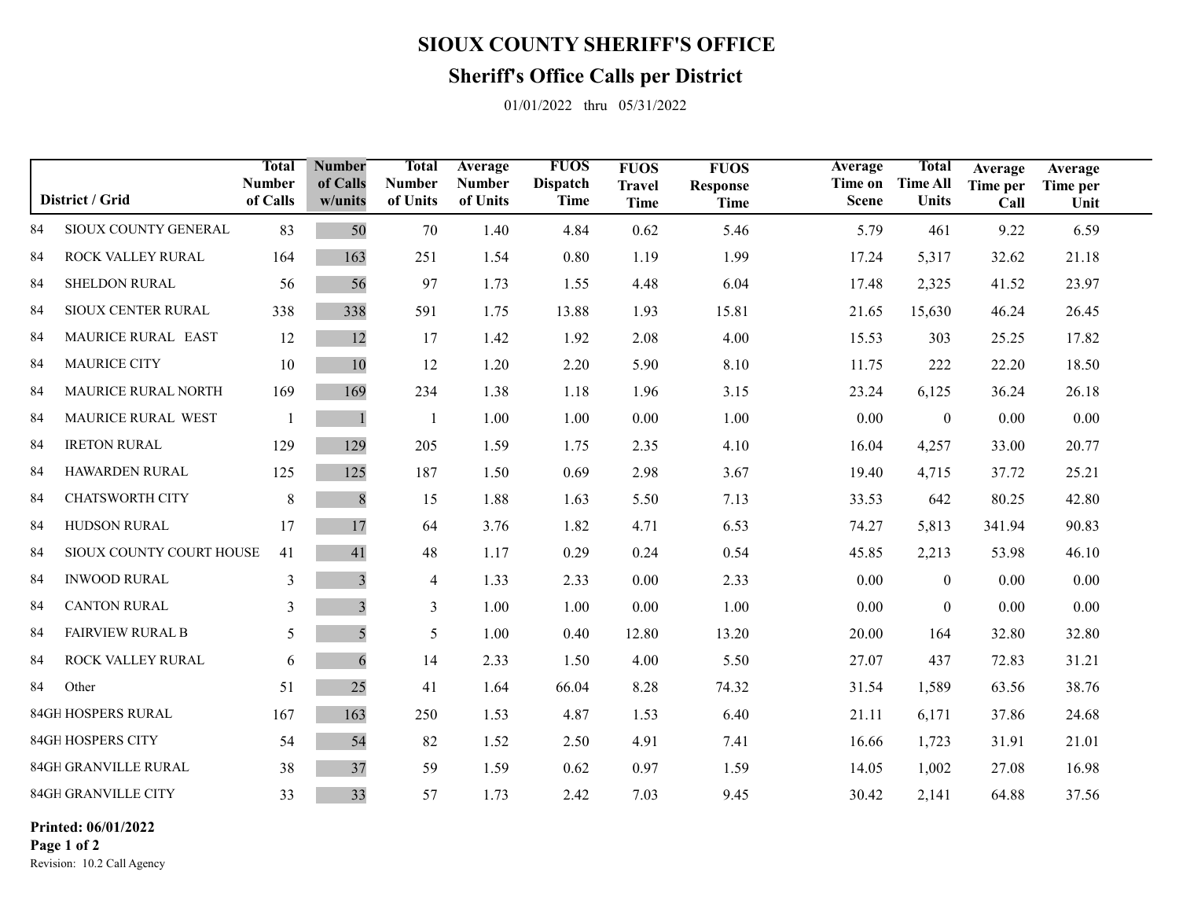# SIOUX COUNTY SHERIFF'S OFFICE

## Sheriff's Office Calls per District

01/01/2022 thru 05/31/2022

| District / Grid | | Total Number of Calls | Number of Calls w/units | Total Number of Units | Average Number of Units | FUOS Dispatch Time | FUOS Travel Time | FUOS Response Time | Average Time on Scene | Total Time All Units | Average Time per Call | Average Time per Unit |
|---|---|---|---|---|---|---|---|---|---|---|---|---|
| 84 | SIOUX COUNTY GENERAL | 83 | 50 | 70 | 1.40 | 4.84 | 0.62 | 5.46 | 5.79 | 461 | 9.22 | 6.59 |
| 84 | ROCK VALLEY RURAL | 164 | 163 | 251 | 1.54 | 0.80 | 1.19 | 1.99 | 17.24 | 5,317 | 32.62 | 21.18 |
| 84 | SHELDON RURAL | 56 | 56 | 97 | 1.73 | 1.55 | 4.48 | 6.04 | 17.48 | 2,325 | 41.52 | 23.97 |
| 84 | SIOUX CENTER RURAL | 338 | 338 | 591 | 1.75 | 13.88 | 1.93 | 15.81 | 21.65 | 15,630 | 46.24 | 26.45 |
| 84 | MAURICE RURAL EAST | 12 | 12 | 17 | 1.42 | 1.92 | 2.08 | 4.00 | 15.53 | 303 | 25.25 | 17.82 |
| 84 | MAURICE CITY | 10 | 10 | 12 | 1.20 | 2.20 | 5.90 | 8.10 | 11.75 | 222 | 22.20 | 18.50 |
| 84 | MAURICE RURAL NORTH | 169 | 169 | 234 | 1.38 | 1.18 | 1.96 | 3.15 | 23.24 | 6,125 | 36.24 | 26.18 |
| 84 | MAURICE RURAL WEST | 1 | 1 | 1 | 1.00 | 1.00 | 0.00 | 1.00 | 0.00 | 0 | 0.00 | 0.00 |
| 84 | IRETON RURAL | 129 | 129 | 205 | 1.59 | 1.75 | 2.35 | 4.10 | 16.04 | 4,257 | 33.00 | 20.77 |
| 84 | HAWARDEN RURAL | 125 | 125 | 187 | 1.50 | 0.69 | 2.98 | 3.67 | 19.40 | 4,715 | 37.72 | 25.21 |
| 84 | CHATSWORTH CITY | 8 | 8 | 15 | 1.88 | 1.63 | 5.50 | 7.13 | 33.53 | 642 | 80.25 | 42.80 |
| 84 | HUDSON RURAL | 17 | 17 | 64 | 3.76 | 1.82 | 4.71 | 6.53 | 74.27 | 5,813 | 341.94 | 90.83 |
| 84 | SIOUX COUNTY COURT HOUSE | 41 | 41 | 48 | 1.17 | 0.29 | 0.24 | 0.54 | 45.85 | 2,213 | 53.98 | 46.10 |
| 84 | INWOOD RURAL | 3 | 3 | 4 | 1.33 | 2.33 | 0.00 | 2.33 | 0.00 | 0 | 0.00 | 0.00 |
| 84 | CANTON RURAL | 3 | 3 | 3 | 1.00 | 1.00 | 0.00 | 1.00 | 0.00 | 0 | 0.00 | 0.00 |
| 84 | FAIRVIEW RURAL B | 5 | 5 | 5 | 1.00 | 0.40 | 12.80 | 13.20 | 20.00 | 164 | 32.80 | 32.80 |
| 84 | ROCK VALLEY RURAL | 6 | 6 | 14 | 2.33 | 1.50 | 4.00 | 5.50 | 27.07 | 437 | 72.83 | 31.21 |
| 84 | Other | 51 | 25 | 41 | 1.64 | 66.04 | 8.28 | 74.32 | 31.54 | 1,589 | 63.56 | 38.76 |
| 84GH | HOSPERS RURAL | 167 | 163 | 250 | 1.53 | 4.87 | 1.53 | 6.40 | 21.11 | 6,171 | 37.86 | 24.68 |
| 84GH | HOSPERS CITY | 54 | 54 | 82 | 1.52 | 2.50 | 4.91 | 7.41 | 16.66 | 1,723 | 31.91 | 21.01 |
| 84GH | GRANVILLE RURAL | 38 | 37 | 59 | 1.59 | 0.62 | 0.97 | 1.59 | 14.05 | 1,002 | 27.08 | 16.98 |
| 84GH | GRANVILLE CITY | 33 | 33 | 57 | 1.73 | 2.42 | 7.03 | 9.45 | 30.42 | 2,141 | 64.88 | 37.56 |

**Printed: 06/01/2022**

Revision: 10.2 Call Agency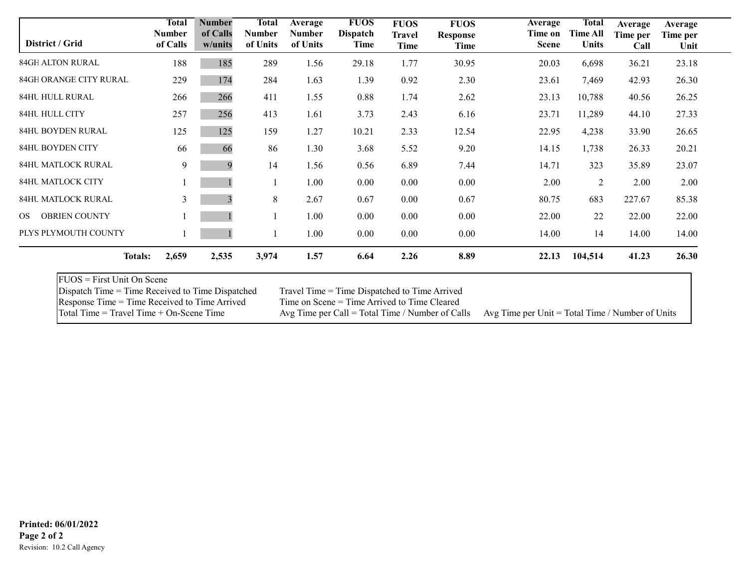| District / Grid | Total Number of Calls | Number of Calls w/units | Total Number of Units | Average Number of Units | FUOS Dispatch Time | FUOS Travel Time | FUOS Response Time | Average Time on Scene | Total Time All Units | Average Time per Call | Average Time per Unit |
|---|---|---|---|---|---|---|---|---|---|---|---|
| 84GH ALTON RURAL | 188 | 185 | 289 | 1.56 | 29.18 | 1.77 | 30.95 | 20.03 | 6,698 | 36.21 | 23.18 |
| 84GH ORANGE CITY RURAL | 229 | 174 | 284 | 1.63 | 1.39 | 0.92 | 2.30 | 23.61 | 7,469 | 42.93 | 26.30 |
| 84HU HULL RURAL | 266 | 266 | 411 | 1.55 | 0.88 | 1.74 | 2.62 | 23.13 | 10,788 | 40.56 | 26.25 |
| 84HU HULL CITY | 257 | 256 | 413 | 1.61 | 3.73 | 2.43 | 6.16 | 23.71 | 11,289 | 44.10 | 27.33 |
| 84HU BOYDEN RURAL | 125 | 125 | 159 | 1.27 | 10.21 | 2.33 | 12.54 | 22.95 | 4,238 | 33.90 | 26.65 |
| 84HU BOYDEN CITY | 66 | 66 | 86 | 1.30 | 3.68 | 5.52 | 9.20 | 14.15 | 1,738 | 26.33 | 20.21 |
| 84HU MATLOCK RURAL | 9 | 9 | 14 | 1.56 | 0.56 | 6.89 | 7.44 | 14.71 | 323 | 35.89 | 23.07 |
| 84HU MATLOCK CITY | 1 | 1 | 1 | 1.00 | 0.00 | 0.00 | 0.00 | 2.00 | 2 | 2.00 | 2.00 |
| 84HU MATLOCK RURAL | 3 | 3 | 8 | 2.67 | 0.67 | 0.00 | 0.67 | 80.75 | 683 | 227.67 | 85.38 |
| OS OBRIEN COUNTY | 1 | 1 | 1 | 1.00 | 0.00 | 0.00 | 0.00 | 22.00 | 22 | 22.00 | 22.00 |
| PLYS PLYMOUTH COUNTY | 1 | 1 | 1 | 1.00 | 0.00 | 0.00 | 0.00 | 14.00 | 14 | 14.00 | 14.00 |
| **Totals:** | **2,659** | **2,535** | **3,974** | **1.57** | **6.64** | **2.26** | **8.89** | **22.13** | **104,514** | **41.23** | **26.30** |

FUOS = First Unit On Scene
Dispatch Time = Time Received to Time Dispatched
Response Time = Time Received to Time Arrived
Total Time = Travel Time + On-Scene Time
Travel Time = Time Dispatched to Time Arrived
Time on Scene = Time Arrived to Time Cleared
Avg Time per Call = Total Time / Number of Calls
Avg Time per Unit = Total Time / Number of Units

**Printed: 06/01/2022**

Revision: 10.2 Call Agency